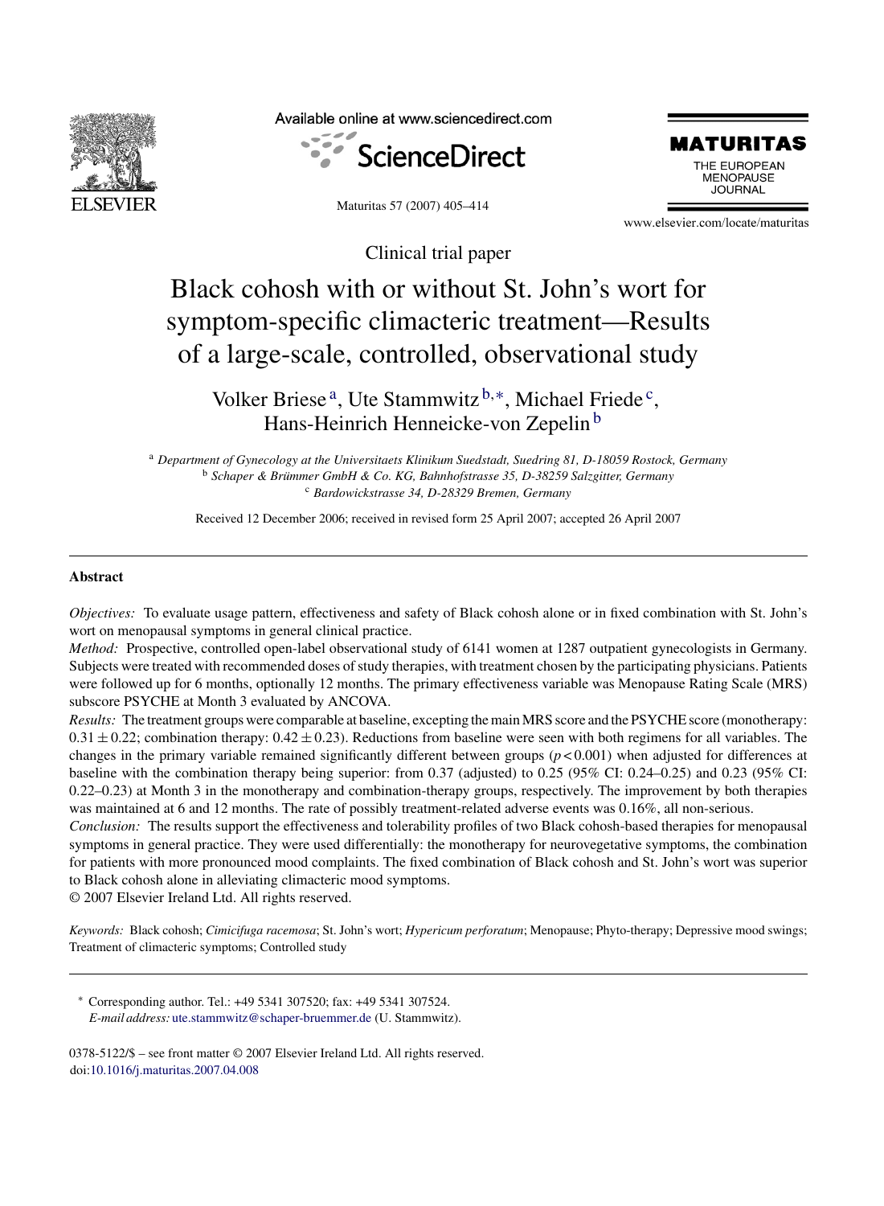Clinical trial paper

# Black cohosh with or without St. John's wort for symptom-specific climacteric treatment—Results of a large-scale, controlled, observational study

Volker Briese [a], Ute Stammwitz [b,*], Michael Friede [c], Hans-Heinrich Henneicke-von Zepelin [b]

[a] Department of Gynecology at the Universitaets Klinikum Suedstadt, Suedring 81, D-18059 Rostock, Germany
[b] Schaper & Brümmer GmbH & Co. KG, Bahnhofstrasse 35, D-38259 Salzgitter, Germany
[c] Bardowickstrasse 34, D-28329 Bremen, Germany

Received 12 December 2006; received in revised form 25 April 2007; accepted 26 April 2007

## Abstract

*Objectives:* To evaluate usage pattern, effectiveness and safety of Black cohosh alone or in fixed combination with St. John's wort on menopausal symptoms in general clinical practice.

*Method:* Prospective, controlled open-label observational study of 6141 women at 1287 outpatient gynecologists in Germany. Subjects were treated with recommended doses of study therapies, with treatment chosen by the participating physicians. Patients were followed up for 6 months, optionally 12 months. The primary effectiveness variable was Menopause Rating Scale (MRS) subscore PSYCHE at Month 3 evaluated by ANCOVA.

*Results:* The treatment groups were comparable at baseline, excepting the main MRS score and the PSYCHE score (monotherapy: $0.31 \pm 0.22$; combination therapy: $0.42 \pm 0.23$). Reductions from baseline were seen with both regimens for all variables. The changes in the primary variable remained significantly different between groups ($p < 0.001$) when adjusted for differences at baseline with the combination therapy being superior: from 0.37 (adjusted) to 0.25 (95% CI: 0.24–0.25) and 0.23 (95% CI: 0.22–0.23) at Month 3 in the monotherapy and combination-therapy groups, respectively. The improvement by both therapies was maintained at 6 and 12 months. The rate of possibly treatment-related adverse events was 0.16%, all non-serious.

*Conclusion:* The results support the effectiveness and tolerability profiles of two Black cohosh-based therapies for menopausal symptoms in general practice. They were used differentially: the monotherapy for neurovegetative symptoms, the combination for patients with more pronounced mood complaints. The fixed combination of Black cohosh and St. John's wort was superior to Black cohosh alone in alleviating climacteric mood symptoms.

© 2007 Elsevier Ireland Ltd. All rights reserved.

*Keywords:* Black cohosh; *Cimicifuga racemosa*; St. John's wort; *Hypericum perforatum*; Menopause; Phyto-therapy; Depressive mood swings; Treatment of climacteric symptoms; Controlled study

\* Corresponding author. Tel.: +49 5341 307520; fax: +49 5341 307524.
*E-mail address:* ute.stammwitz@schaper-bruemmer.de (U. Stammwitz).

0378-5122/$ – see front matter © 2007 Elsevier Ireland Ltd. All rights reserved.
doi:10.1016/j.maturitas.2007.04.008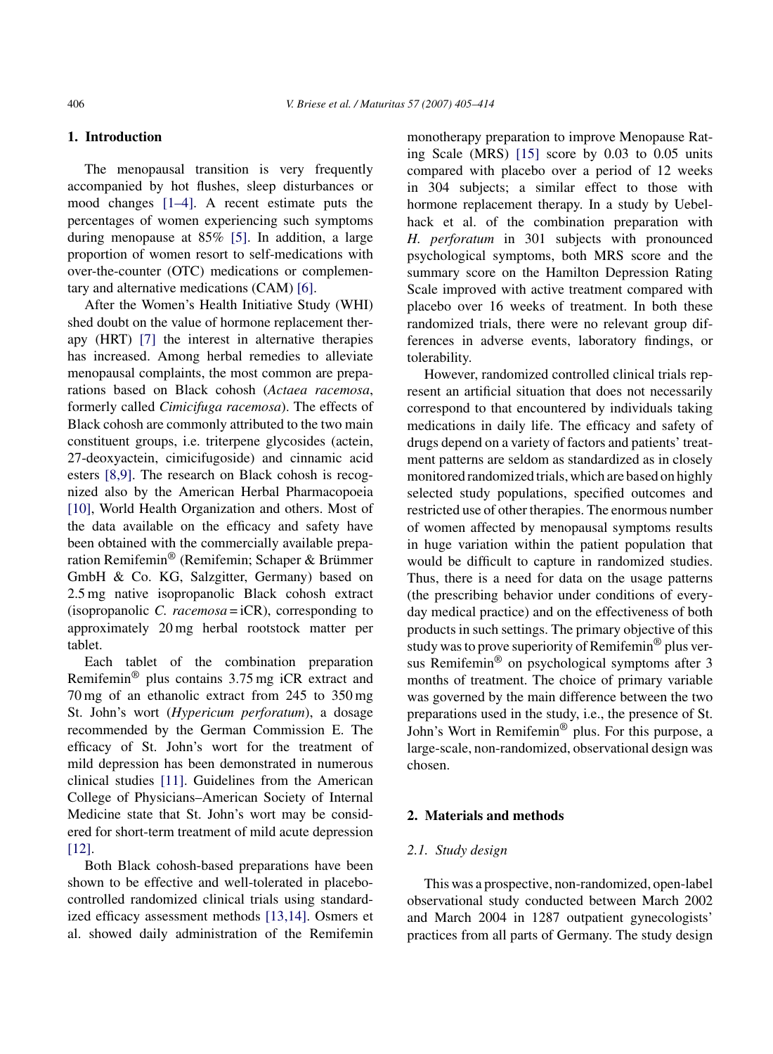## 1. Introduction

The menopausal transition is very frequently accompanied by hot flushes, sleep disturbances or mood changes [1–4]. A recent estimate puts the percentages of women experiencing such symptoms during menopause at 85% [5]. In addition, a large proportion of women resort to self-medications with over-the-counter (OTC) medications or complementary and alternative medications (CAM) [6].

After the Women's Health Initiative Study (WHI) shed doubt on the value of hormone replacement therapy (HRT) [7] the interest in alternative therapies has increased. Among herbal remedies to alleviate menopausal complaints, the most common are preparations based on Black cohosh (*Actaea racemosa*, formerly called *Cimicifuga racemosa*). The effects of Black cohosh are commonly attributed to the two main constituent groups, i.e. triterpene glycosides (actein, 27-deoxyactein, cimicifugoside) and cinnamic acid esters [8,9]. The research on Black cohosh is recognized also by the American Herbal Pharmacopoeia [10], World Health Organization and others. Most of the data available on the efficacy and safety have been obtained with the commercially available preparation Remifemin® (Remifemin; Schaper & Brümmer GmbH & Co. KG, Salzgitter, Germany) based on 2.5 mg native isopropanolic Black cohosh extract (isopropanolic *C. racemosa* = iCR), corresponding to approximately 20 mg herbal rootstock matter per tablet.

Each tablet of the combination preparation Remifemin® plus contains 3.75 mg iCR extract and 70 mg of an ethanolic extract from 245 to 350 mg St. John's wort (*Hypericum perforatum*), a dosage recommended by the German Commission E. The efficacy of St. John's wort for the treatment of mild depression has been demonstrated in numerous clinical studies [11]. Guidelines from the American College of Physicians–American Society of Internal Medicine state that St. John's wort may be considered for short-term treatment of mild acute depression [12].

Both Black cohosh-based preparations have been shown to be effective and well-tolerated in placebo-controlled randomized clinical trials using standardized efficacy assessment methods [13,14]. Osmers et al. showed daily administration of the Remifemin monotherapy preparation to improve Menopause Rating Scale (MRS) [15] score by 0.03 to 0.05 units compared with placebo over a period of 12 weeks in 304 subjects; a similar effect to those with hormone replacement therapy. In a study by Uebelhack et al. of the combination preparation with *H. perforatum* in 301 subjects with pronounced psychological symptoms, both MRS score and the summary score on the Hamilton Depression Rating Scale improved with active treatment compared with placebo over 16 weeks of treatment. In both these randomized trials, there were no relevant group differences in adverse events, laboratory findings, or tolerability.

However, randomized controlled clinical trials represent an artificial situation that does not necessarily correspond to that encountered by individuals taking medications in daily life. The efficacy and safety of drugs depend on a variety of factors and patients' treatment patterns are seldom as standardized as in closely monitored randomized trials, which are based on highly selected study populations, specified outcomes and restricted use of other therapies. The enormous number of women affected by menopausal symptoms results in huge variation within the patient population that would be difficult to capture in randomized studies. Thus, there is a need for data on the usage patterns (the prescribing behavior under conditions of everyday medical practice) and on the effectiveness of both products in such settings. The primary objective of this study was to prove superiority of Remifemin® plus versus Remifemin® on psychological symptoms after 3 months of treatment. The choice of primary variable was governed by the main difference between the two preparations used in the study, i.e., the presence of St. John's Wort in Remifemin® plus. For this purpose, a large-scale, non-randomized, observational design was chosen.

## 2. Materials and methods

### 2.1. Study design

This was a prospective, non-randomized, open-label observational study conducted between March 2002 and March 2004 in 1287 outpatient gynecologists' practices from all parts of Germany. The study design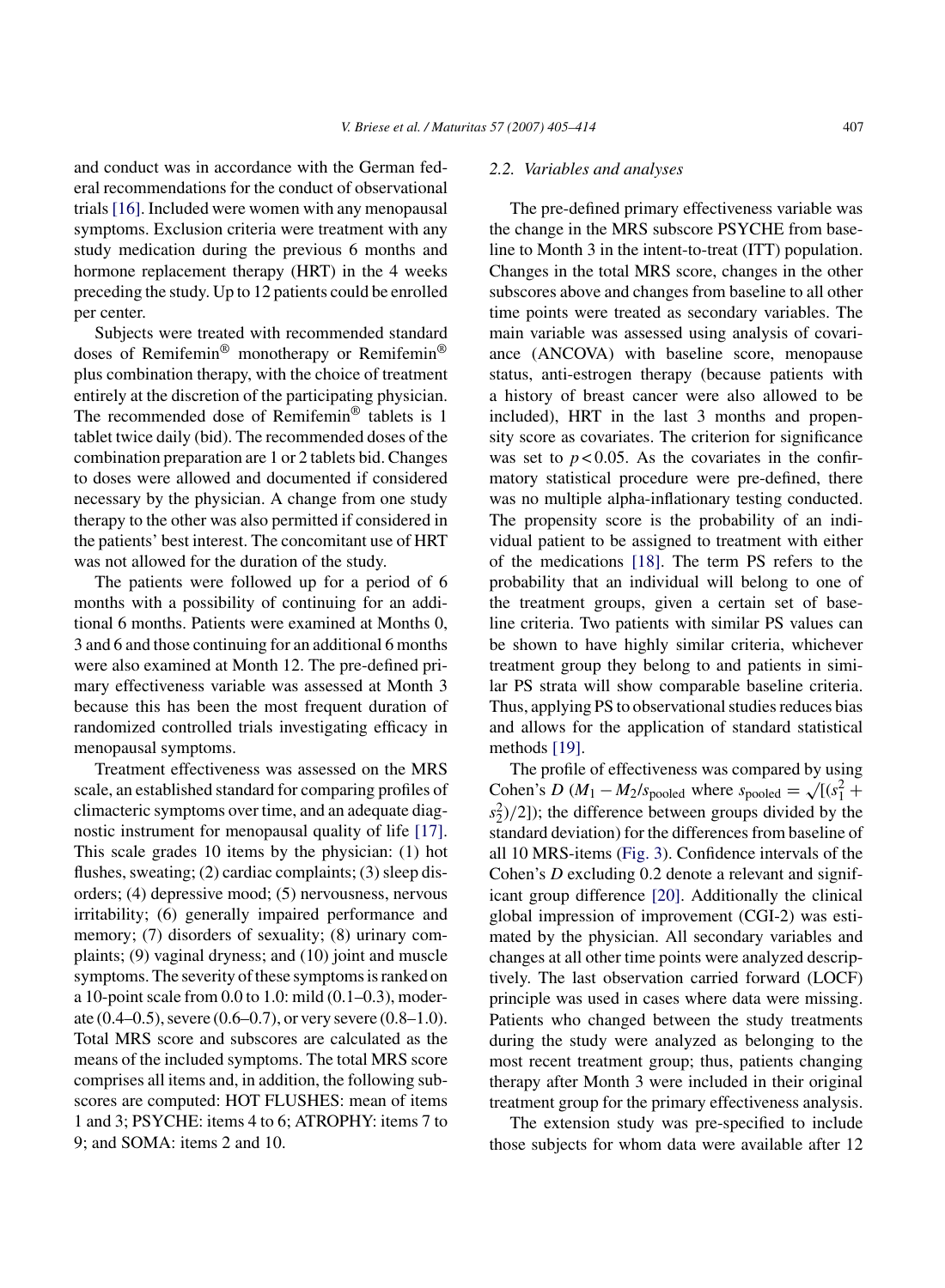and conduct was in accordance with the German federal recommendations for the conduct of observational trials [16]. Included were women with any menopausal symptoms. Exclusion criteria were treatment with any study medication during the previous 6 months and hormone replacement therapy (HRT) in the 4 weeks preceding the study. Up to 12 patients could be enrolled per center.

Subjects were treated with recommended standard doses of Remifemin® monotherapy or Remifemin® plus combination therapy, with the choice of treatment entirely at the discretion of the participating physician. The recommended dose of Remifemin® tablets is 1 tablet twice daily (bid). The recommended doses of the combination preparation are 1 or 2 tablets bid. Changes to doses were allowed and documented if considered necessary by the physician. A change from one study therapy to the other was also permitted if considered in the patients' best interest. The concomitant use of HRT was not allowed for the duration of the study.

The patients were followed up for a period of 6 months with a possibility of continuing for an additional 6 months. Patients were examined at Months 0, 3 and 6 and those continuing for an additional 6 months were also examined at Month 12. The pre-defined primary effectiveness variable was assessed at Month 3 because this has been the most frequent duration of randomized controlled trials investigating efficacy in menopausal symptoms.

Treatment effectiveness was assessed on the MRS scale, an established standard for comparing profiles of climacteric symptoms over time, and an adequate diagnostic instrument for menopausal quality of life [17]. This scale grades 10 items by the physician: (1) hot flushes, sweating; (2) cardiac complaints; (3) sleep disorders; (4) depressive mood; (5) nervousness, nervous irritability; (6) generally impaired performance and memory; (7) disorders of sexuality; (8) urinary complaints; (9) vaginal dryness; and (10) joint and muscle symptoms. The severity of these symptoms is ranked on a 10-point scale from 0.0 to 1.0: mild (0.1–0.3), moderate (0.4–0.5), severe (0.6–0.7), or very severe (0.8–1.0). Total MRS score and subscores are calculated as the means of the included symptoms. The total MRS score comprises all items and, in addition, the following subscores are computed: HOT FLUSHES: mean of items 1 and 3; PSYCHE: items 4 to 6; ATROPHY: items 7 to 9; and SOMA: items 2 and 10.

### 2.2. Variables and analyses

The pre-defined primary effectiveness variable was the change in the MRS subscore PSYCHE from baseline to Month 3 in the intent-to-treat (ITT) population. Changes in the total MRS score, changes in the other subscores above and changes from baseline to all other time points were treated as secondary variables. The main variable was assessed using analysis of covariance (ANCOVA) with baseline score, menopause status, anti-estrogen therapy (because patients with a history of breast cancer were also allowed to be included), HRT in the last 3 months and propensity score as covariates. The criterion for significance was set to $p < 0.05$. As the covariates in the confirmatory statistical procedure were pre-defined, there was no multiple alpha-inflationary testing conducted. The propensity score is the probability of an individual patient to be assigned to treatment with either of the medications [18]. The term PS refers to the probability that an individual will belong to one of the treatment groups, given a certain set of baseline criteria. Two patients with similar PS values can be shown to have highly similar criteria, whichever treatment group they belong to and patients in similar PS strata will show comparable baseline criteria. Thus, applying PS to observational studies reduces bias and allows for the application of standard statistical methods [19].

The profile of effectiveness was compared by using Cohen's $D$ ($M_1 - M_2/s_{\text{pooled}}$ where $s_{\text{pooled}} = \sqrt{[(s_1^2 + s_2^2)/2]}$); the difference between groups divided by the standard deviation) for the differences from baseline of all 10 MRS-items (Fig. 3). Confidence intervals of the Cohen's $D$ excluding 0.2 denote a relevant and significant group difference [20]. Additionally the clinical global impression of improvement (CGI-2) was estimated by the physician. All secondary variables and changes at all other time points were analyzed descriptively. The last observation carried forward (LOCF) principle was used in cases where data were missing. Patients who changed between the study treatments during the study were analyzed as belonging to the most recent treatment group; thus, patients changing therapy after Month 3 were included in their original treatment group for the primary effectiveness analysis.

The extension study was pre-specified to include those subjects for whom data were available after 12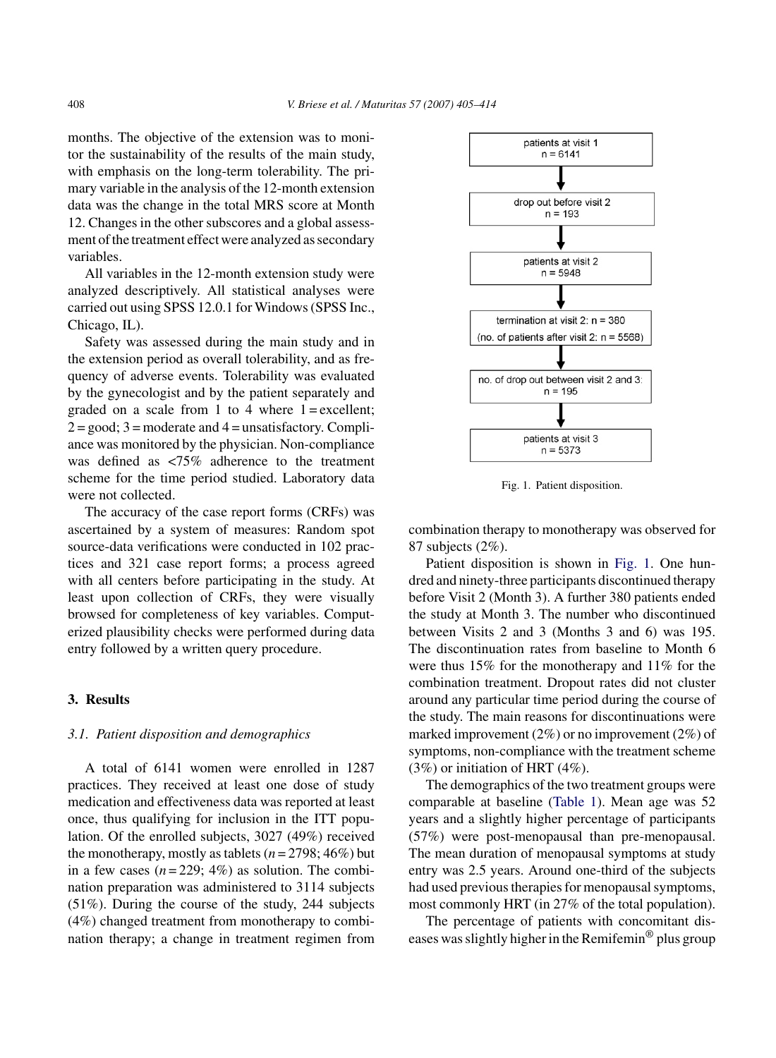months. The objective of the extension was to monitor the sustainability of the results of the main study, with emphasis on the long-term tolerability. The primary variable in the analysis of the 12-month extension data was the change in the total MRS score at Month 12. Changes in the other subscores and a global assessment of the treatment effect were analyzed as secondary variables.

All variables in the 12-month extension study were analyzed descriptively. All statistical analyses were carried out using SPSS 12.0.1 for Windows (SPSS Inc., Chicago, IL).

Safety was assessed during the main study and in the extension period as overall tolerability, and as frequency of adverse events. Tolerability was evaluated by the gynecologist and by the patient separately and graded on a scale from 1 to 4 where 1 = excellent; 2 = good; 3 = moderate and 4 = unsatisfactory. Compliance was monitored by the physician. Non-compliance was defined as <75% adherence to the treatment scheme for the time period studied. Laboratory data were not collected.

The accuracy of the case report forms (CRFs) was ascertained by a system of measures: Random spot source-data verifications were conducted in 102 practices and 321 case report forms; a process agreed with all centers before participating in the study. At least upon collection of CRFs, they were visually browsed for completeness of key variables. Computerized plausibility checks were performed during data entry followed by a written query procedure.

## 3. Results

### 3.1. Patient disposition and demographics

A total of 6141 women were enrolled in 1287 practices. They received at least one dose of study medication and effectiveness data was reported at least once, thus qualifying for inclusion in the ITT population. Of the enrolled subjects, 3027 (49%) received the monotherapy, mostly as tablets ($n = 2798$; 46%) but in a few cases ($n = 229$; 4%) as solution. The combination preparation was administered to 3114 subjects (51%). During the course of the study, 244 subjects (4%) changed treatment from monotherapy to combination therapy; a change in treatment regimen from combination therapy to monotherapy was observed for 87 subjects (2%).

patients at visit 1
n = 6141

↓

drop out before visit 2
n = 193

↓

patients at visit 2
n = 5948

↓

termination at visit 2: n = 380
(no. of patients after visit 2: n = 5568)

↓

no. of drop out between visit 2 and 3:
n = 195

↓

patients at visit 3
n = 5373

Fig. 1. Patient disposition.

Patient disposition is shown in Fig. 1. One hundred and ninety-three participants discontinued therapy before Visit 2 (Month 3). A further 380 patients ended the study at Month 3. The number who discontinued between Visits 2 and 3 (Months 3 and 6) was 195. The discontinuation rates from baseline to Month 6 were thus 15% for the monotherapy and 11% for the combination treatment. Dropout rates did not cluster around any particular time period during the course of the study. The main reasons for discontinuations were marked improvement (2%) or no improvement (2%) of symptoms, non-compliance with the treatment scheme (3%) or initiation of HRT (4%).

The demographics of the two treatment groups were comparable at baseline (Table 1). Mean age was 52 years and a slightly higher percentage of participants (57%) were post-menopausal than pre-menopausal. The mean duration of menopausal symptoms at study entry was 2.5 years. Around one-third of the subjects had used previous therapies for menopausal symptoms, most commonly HRT (in 27% of the total population).

The percentage of patients with concomitant diseases was slightly higher in the Remifemin® plus group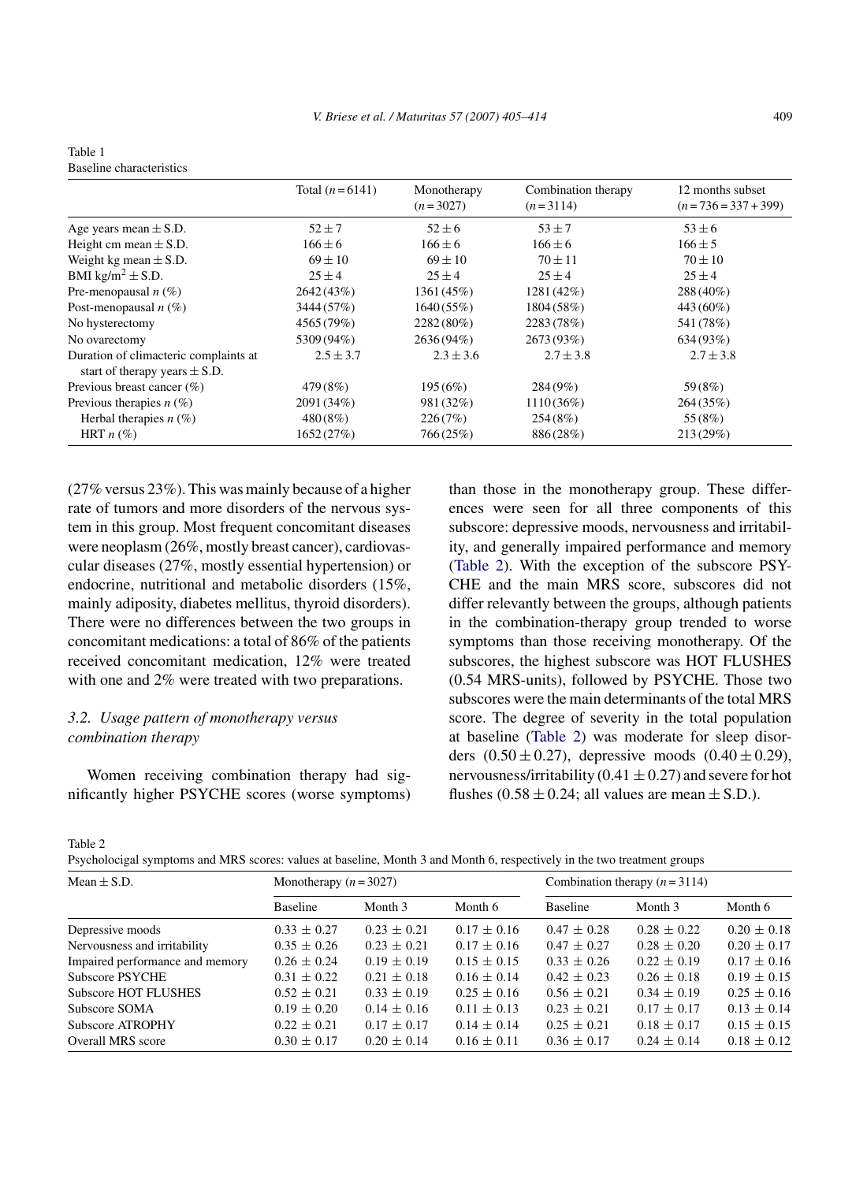Table 1
Baseline characteristics

| | Total ($n = 6141$) | Monotherapy ($n = 3027$) | Combination therapy ($n = 3114$) | 12 months subset ($n = 736 = 337 + 399$) |
|---|---|---|---|---|
| Age years mean ± S.D. | 52 ± 7 | 52 ± 6 | 53 ± 7 | 53 ± 6 |
| Height cm mean ± S.D. | 166 ± 6 | 166 ± 6 | 166 ± 6 | 166 ± 5 |
| Weight kg mean ± S.D. | 69 ± 10 | 69 ± 10 | 70 ± 11 | 70 ± 10 |
| BMI kg/m$^2$ ± S.D. | 25 ± 4 | 25 ± 4 | 25 ± 4 | 25 ± 4 |
| Pre-menopausal $n$ (%) | 2642 (43%) | 1361 (45%) | 1281 (42%) | 288 (40%) |
| Post-menopausal $n$ (%) | 3444 (57%) | 1640 (55%) | 1804 (58%) | 443 (60%) |
| No hysterectomy | 4565 (79%) | 2282 (80%) | 2283 (78%) | 541 (78%) |
| No ovarectomy | 5309 (94%) | 2636 (94%) | 2673 (93%) | 634 (93%) |
| Duration of climacteric complaints at start of therapy years ± S.D. | 2.5 ± 3.7 | 2.3 ± 3.6 | 2.7 ± 3.8 | 2.7 ± 3.8 |
| Previous breast cancer (%) | 479 (8%) | 195 (6%) | 284 (9%) | 59 (8%) |
| Previous therapies $n$ (%) | 2091 (34%) | 981 (32%) | 1110 (36%) | 264 (35%) |
| Herbal therapies $n$ (%) | 480 (8%) | 226 (7%) | 254 (8%) | 55 (8%) |
| HRT $n$ (%) | 1652 (27%) | 766 (25%) | 886 (28%) | 213 (29%) |

(27% versus 23%). This was mainly because of a higher rate of tumors and more disorders of the nervous system in this group. Most frequent concomitant diseases were neoplasm (26%, mostly breast cancer), cardiovascular diseases (27%, mostly essential hypertension) or endocrine, nutritional and metabolic disorders (15%, mainly adiposity, diabetes mellitus, thyroid disorders). There were no differences between the two groups in concomitant medications: a total of 86% of the patients received concomitant medication, 12% were treated with one and 2% were treated with two preparations.

### 3.2. Usage pattern of monotherapy versus combination therapy

Women receiving combination therapy had significantly higher PSYCHE scores (worse symptoms) than those in the monotherapy group. These differences were seen for all three components of this subscore: depressive moods, nervousness and irritability, and generally impaired performance and memory (Table 2). With the exception of the subscore PSYCHE and the main MRS score, subscores did not differ relevantly between the groups, although patients in the combination-therapy group trended to worse symptoms than those receiving monotherapy. Of the subscores, the highest subscore was HOT FLUSHES (0.54 MRS-units), followed by PSYCHE. Those two subscores were the main determinants of the total MRS score. The degree of severity in the total population at baseline (Table 2) was moderate for sleep disorders (0.50 ± 0.27), depressive moods (0.40 ± 0.29), nervousness/irritability (0.41 ± 0.27) and severe for hot flushes (0.58 ± 0.24; all values are mean ± S.D.).

Table 2
Psycholocigal symptoms and MRS scores: values at baseline, Month 3 and Month 6, respectively in the two treatment groups

| Mean ± S.D. | Monotherapy ($n = 3027$) | | | Combination therapy ($n = 3114$) | | |
|---|---|---|---|---|---|---|
| | Baseline | Month 3 | Month 6 | Baseline | Month 3 | Month 6 |
| Depressive moods | 0.33 ± 0.27 | 0.23 ± 0.21 | 0.17 ± 0.16 | 0.47 ± 0.28 | 0.28 ± 0.22 | 0.20 ± 0.18 |
| Nervousness and irritability | 0.35 ± 0.26 | 0.23 ± 0.21 | 0.17 ± 0.16 | 0.47 ± 0.27 | 0.28 ± 0.20 | 0.20 ± 0.17 |
| Impaired performance and memory | 0.26 ± 0.24 | 0.19 ± 0.19 | 0.15 ± 0.15 | 0.33 ± 0.26 | 0.22 ± 0.19 | 0.17 ± 0.16 |
| Subscore PSYCHE | 0.31 ± 0.22 | 0.21 ± 0.18 | 0.16 ± 0.14 | 0.42 ± 0.23 | 0.26 ± 0.18 | 0.19 ± 0.15 |
| Subscore HOT FLUSHES | 0.52 ± 0.21 | 0.33 ± 0.19 | 0.25 ± 0.16 | 0.56 ± 0.21 | 0.34 ± 0.19 | 0.25 ± 0.16 |
| Subscore SOMA | 0.19 ± 0.20 | 0.14 ± 0.16 | 0.11 ± 0.13 | 0.23 ± 0.21 | 0.17 ± 0.17 | 0.13 ± 0.14 |
| Subscore ATROPHY | 0.22 ± 0.21 | 0.17 ± 0.17 | 0.14 ± 0.14 | 0.25 ± 0.21 | 0.18 ± 0.17 | 0.15 ± 0.15 |
| Overall MRS score | 0.30 ± 0.17 | 0.20 ± 0.14 | 0.16 ± 0.11 | 0.36 ± 0.17 | 0.24 ± 0.14 | 0.18 ± 0.12 |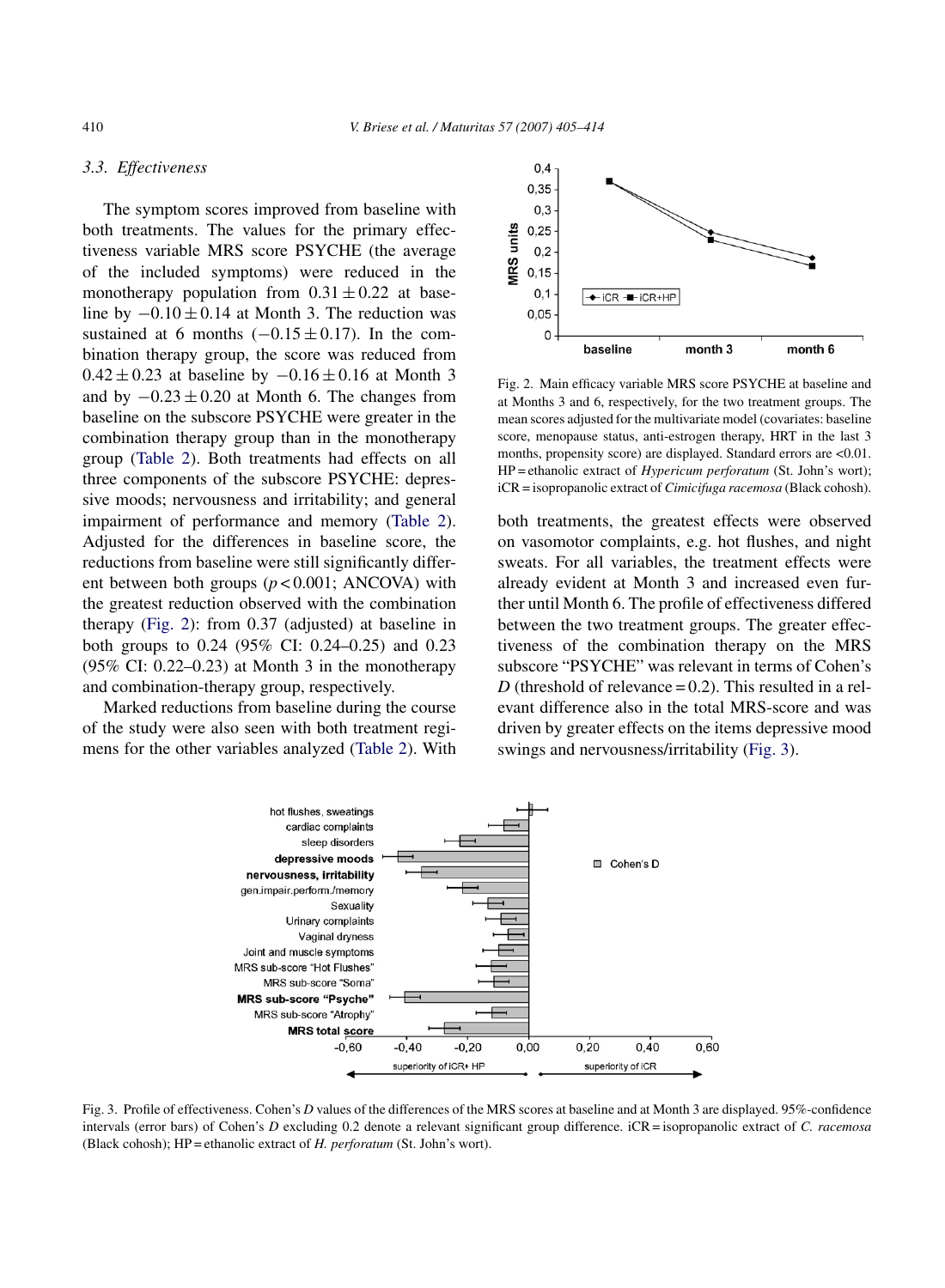### 3.3. Effectiveness

The symptom scores improved from baseline with both treatments. The values for the primary effectiveness variable MRS score PSYCHE (the average of the included symptoms) were reduced in the monotherapy population from $0.31 \pm 0.22$ at baseline by $-0.10 \pm 0.14$ at Month 3. The reduction was sustained at 6 months ($-0.15 \pm 0.17$). In the combination therapy group, the score was reduced from $0.42 \pm 0.23$ at baseline by $-0.16 \pm 0.16$ at Month 3 and by $-0.23 \pm 0.20$ at Month 6. The changes from baseline on the subscore PSYCHE were greater in the combination therapy group than in the monotherapy group (Table 2). Both treatments had effects on all three components of the subscore PSYCHE: depressive moods; nervousness and irritability; and general impairment of performance and memory (Table 2). Adjusted for the differences in baseline score, the reductions from baseline were still significantly different between both groups ($p < 0.001$; ANCOVA) with the greatest reduction observed with the combination therapy (Fig. 2): from 0.37 (adjusted) at baseline in both groups to 0.24 (95% CI: 0.24–0.25) and 0.23 (95% CI: 0.22–0.23) at Month 3 in the monotherapy and combination-therapy group, respectively.

Marked reductions from baseline during the course of the study were also seen with both treatment regimens for the other variables analyzed (Table 2). With both treatments, the greatest effects were observed on vasomotor complaints, e.g. hot flushes, and night sweats. For all variables, the treatment effects were already evident at Month 3 and increased even further until Month 6. The profile of effectiveness differed between the two treatment groups. The greater effectiveness of the combination therapy on the MRS subscore "PSYCHE" was relevant in terms of Cohen's *D* (threshold of relevance = 0.2). This resulted in a relevant difference also in the total MRS-score and was driven by greater effects on the items depressive mood swings and nervousness/irritability (Fig. 3).

Fig. 2. Main efficacy variable MRS score PSYCHE at baseline and at Months 3 and 6, respectively, for the two treatment groups. The mean scores adjusted for the multivariate model (covariates: baseline score, menopause status, anti-estrogen therapy, HRT in the last 3 months, propensity score) are displayed. Standard errors are <0.01. HP = ethanolic extract of *Hypericum perforatum* (St. John's wort); iCR = isopropanolic extract of *Cimicifuga racemosa* (Black cohosh).

Fig. 3. Profile of effectiveness. Cohen's *D* values of the differences of the MRS scores at baseline and at Month 3 are displayed. 95%-confidence intervals (error bars) of Cohen's *D* excluding 0.2 denote a relevant significant group difference. iCR = isopropanolic extract of *C. racemosa* (Black cohosh); HP = ethanolic extract of *H. perforatum* (St. John's wort).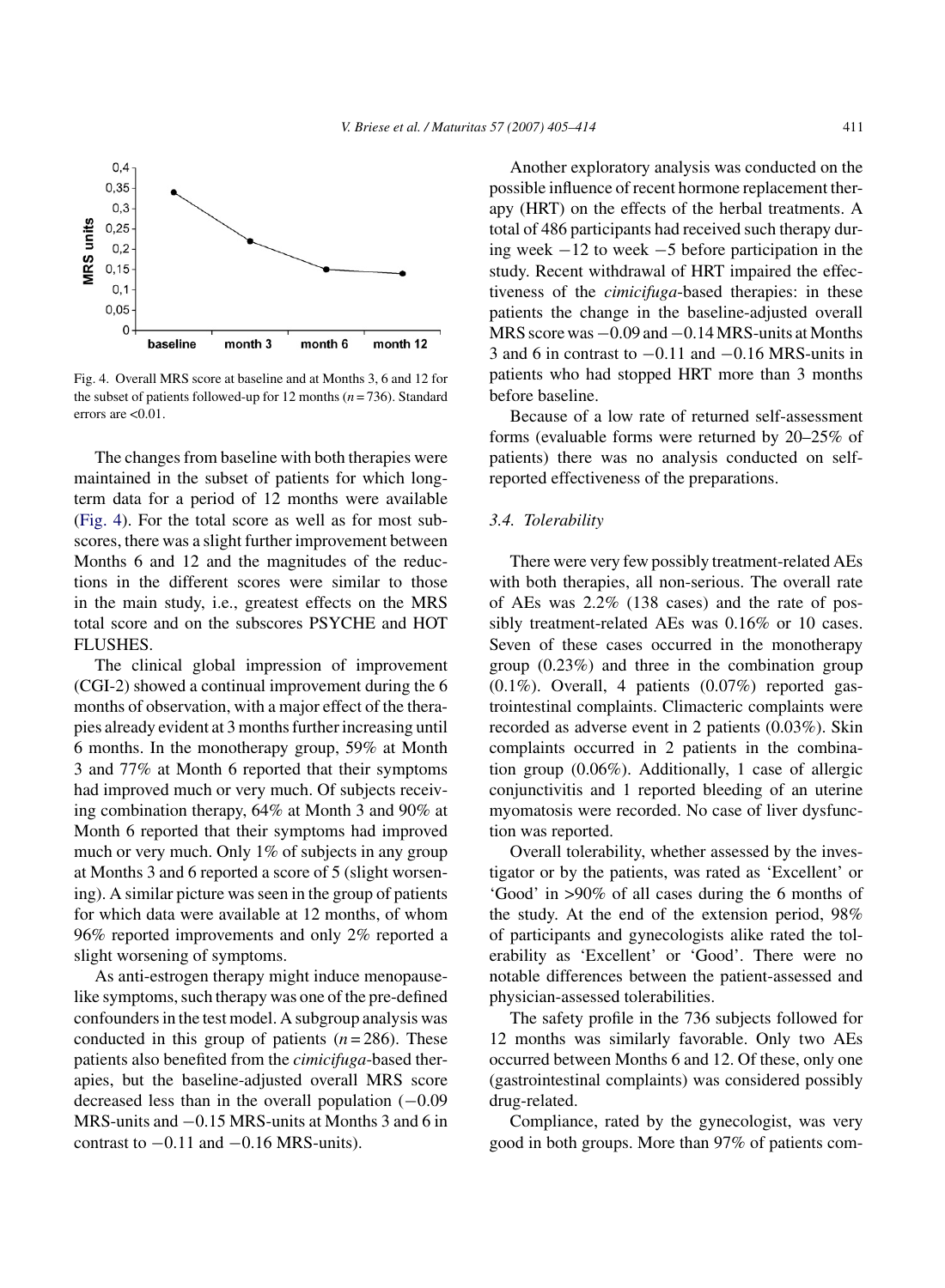Fig. 4. Overall MRS score at baseline and at Months 3, 6 and 12 for the subset of patients followed-up for 12 months ($n = 736$). Standard errors are <0.01.

The changes from baseline with both therapies were maintained in the subset of patients for which long-term data for a period of 12 months were available (Fig. 4). For the total score as well as for most subscores, there was a slight further improvement between Months 6 and 12 and the magnitudes of the reductions in the different scores were similar to those in the main study, i.e., greatest effects on the MRS total score and on the subscores PSYCHE and HOT FLUSHES.

The clinical global impression of improvement (CGI-2) showed a continual improvement during the 6 months of observation, with a major effect of the therapies already evident at 3 months further increasing until 6 months. In the monotherapy group, 59% at Month 3 and 77% at Month 6 reported that their symptoms had improved much or very much. Of subjects receiving combination therapy, 64% at Month 3 and 90% at Month 6 reported that their symptoms had improved much or very much. Only 1% of subjects in any group at Months 3 and 6 reported a score of 5 (slight worsening). A similar picture was seen in the group of patients for which data were available at 12 months, of whom 96% reported improvements and only 2% reported a slight worsening of symptoms.

As anti-estrogen therapy might induce menopause-like symptoms, such therapy was one of the pre-defined confounders in the test model. A subgroup analysis was conducted in this group of patients ($n = 286$). These patients also benefited from the *cimicifuga*-based therapies, but the baseline-adjusted overall MRS score decreased less than in the overall population (−0.09 MRS-units and −0.15 MRS-units at Months 3 and 6 in contrast to −0.11 and −0.16 MRS-units).

Another exploratory analysis was conducted on the possible influence of recent hormone replacement therapy (HRT) on the effects of the herbal treatments. A total of 486 participants had received such therapy during week −12 to week −5 before participation in the study. Recent withdrawal of HRT impaired the effectiveness of the *cimicifuga*-based therapies: in these patients the change in the baseline-adjusted overall MRS score was −0.09 and −0.14 MRS-units at Months 3 and 6 in contrast to −0.11 and −0.16 MRS-units in patients who had stopped HRT more than 3 months before baseline.

Because of a low rate of returned self-assessment forms (evaluable forms were returned by 20–25% of patients) there was no analysis conducted on self-reported effectiveness of the preparations.

### 3.4. Tolerability

There were very few possibly treatment-related AEs with both therapies, all non-serious. The overall rate of AEs was 2.2% (138 cases) and the rate of possibly treatment-related AEs was 0.16% or 10 cases. Seven of these cases occurred in the monotherapy group (0.23%) and three in the combination group (0.1%). Overall, 4 patients (0.07%) reported gastrointestinal complaints. Climacteric complaints were recorded as adverse event in 2 patients (0.03%). Skin complaints occurred in 2 patients in the combination group (0.06%). Additionally, 1 case of allergic conjunctivitis and 1 reported bleeding of an uterine myomatosis were recorded. No case of liver dysfunction was reported.

Overall tolerability, whether assessed by the investigator or by the patients, was rated as 'Excellent' or 'Good' in >90% of all cases during the 6 months of the study. At the end of the extension period, 98% of participants and gynecologists alike rated the tolerability as 'Excellent' or 'Good'. There were no notable differences between the patient-assessed and physician-assessed tolerabilities.

The safety profile in the 736 subjects followed for 12 months was similarly favorable. Only two AEs occurred between Months 6 and 12. Of these, only one (gastrointestinal complaints) was considered possibly drug-related.

Compliance, rated by the gynecologist, was very good in both groups. More than 97% of patients com-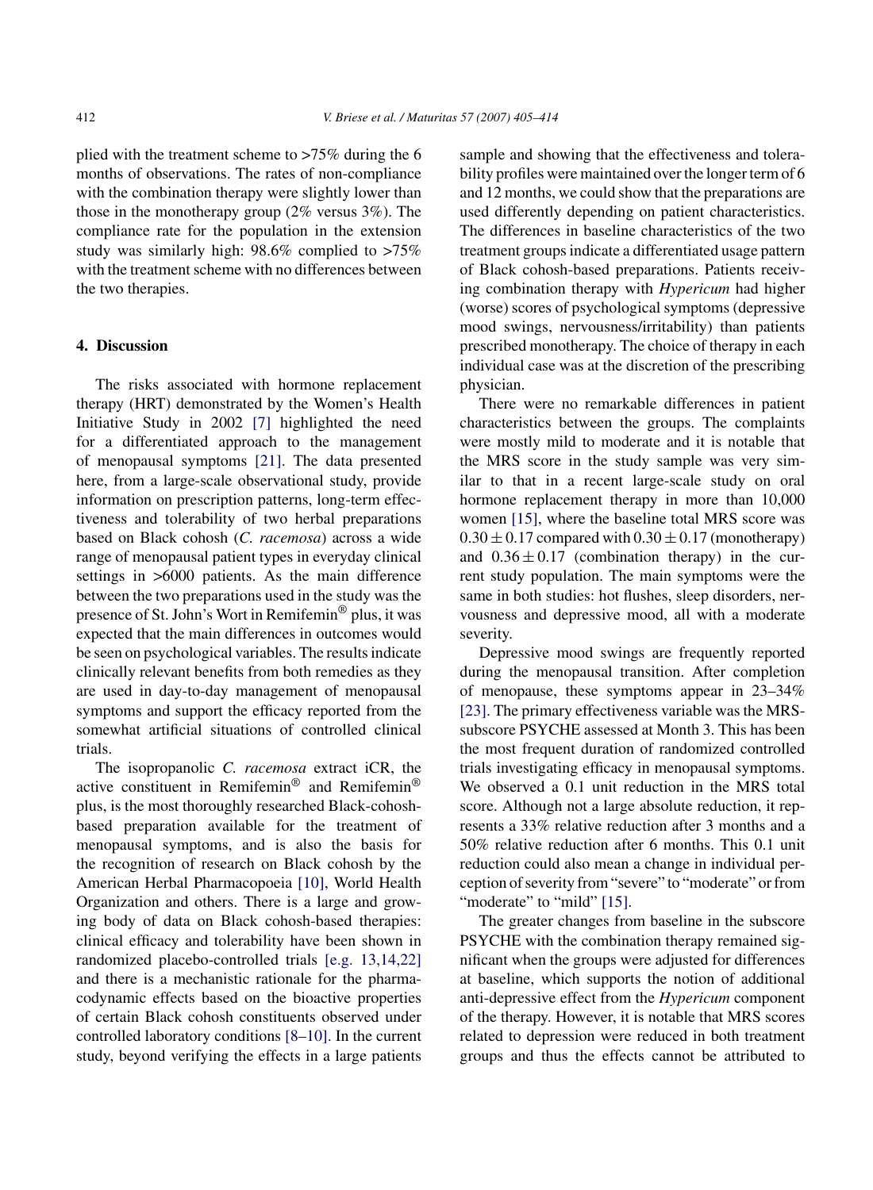plied with the treatment scheme to >75% during the 6 months of observations. The rates of non-compliance with the combination therapy were slightly lower than those in the monotherapy group (2% versus 3%). The compliance rate for the population in the extension study was similarly high: 98.6% complied to >75% with the treatment scheme with no differences between the two therapies.

## 4. Discussion

The risks associated with hormone replacement therapy (HRT) demonstrated by the Women's Health Initiative Study in 2002 [7] highlighted the need for a differentiated approach to the management of menopausal symptoms [21]. The data presented here, from a large-scale observational study, provide information on prescription patterns, long-term effectiveness and tolerability of two herbal preparations based on Black cohosh (*C. racemosa*) across a wide range of menopausal patient types in everyday clinical settings in >6000 patients. As the main difference between the two preparations used in the study was the presence of St. John's Wort in Remifemin® plus, it was expected that the main differences in outcomes would be seen on psychological variables. The results indicate clinically relevant benefits from both remedies as they are used in day-to-day management of menopausal symptoms and support the efficacy reported from the somewhat artificial situations of controlled clinical trials.

The isopropanolic *C. racemosa* extract iCR, the active constituent in Remifemin® and Remifemin® plus, is the most thoroughly researched Black-cohosh-based preparation available for the treatment of menopausal symptoms, and is also the basis for the recognition of research on Black cohosh by the American Herbal Pharmacopoeia [10], World Health Organization and others. There is a large and growing body of data on Black cohosh-based therapies: clinical efficacy and tolerability have been shown in randomized placebo-controlled trials [e.g. 13,14,22] and there is a mechanistic rationale for the pharmacodynamic effects based on the bioactive properties of certain Black cohosh constituents observed under controlled laboratory conditions [8–10]. In the current study, beyond verifying the effects in a large patients sample and showing that the effectiveness and tolerability profiles were maintained over the longer term of 6 and 12 months, we could show that the preparations are used differently depending on patient characteristics. The differences in baseline characteristics of the two treatment groups indicate a differentiated usage pattern of Black cohosh-based preparations. Patients receiving combination therapy with *Hypericum* had higher (worse) scores of psychological symptoms (depressive mood swings, nervousness/irritability) than patients prescribed monotherapy. The choice of therapy in each individual case was at the discretion of the prescribing physician.

There were no remarkable differences in patient characteristics between the groups. The complaints were mostly mild to moderate and it is notable that the MRS score in the study sample was very similar to that in a recent large-scale study on oral hormone replacement therapy in more than 10,000 women [15], where the baseline total MRS score was $0.30 \pm 0.17$ compared with $0.30 \pm 0.17$ (monotherapy) and $0.36 \pm 0.17$ (combination therapy) in the current study population. The main symptoms were the same in both studies: hot flushes, sleep disorders, nervousness and depressive mood, all with a moderate severity.

Depressive mood swings are frequently reported during the menopausal transition. After completion of menopause, these symptoms appear in 23–34% [23]. The primary effectiveness variable was the MRS-subscore PSYCHE assessed at Month 3. This has been the most frequent duration of randomized controlled trials investigating efficacy in menopausal symptoms. We observed a 0.1 unit reduction in the MRS total score. Although not a large absolute reduction, it represents a 33% relative reduction after 3 months and a 50% relative reduction after 6 months. This 0.1 unit reduction could also mean a change in individual perception of severity from "severe" to "moderate" or from "moderate" to "mild" [15].

The greater changes from baseline in the subscore PSYCHE with the combination therapy remained significant when the groups were adjusted for differences at baseline, which supports the notion of additional anti-depressive effect from the *Hypericum* component of the therapy. However, it is notable that MRS scores related to depression were reduced in both treatment groups and thus the effects cannot be attributed to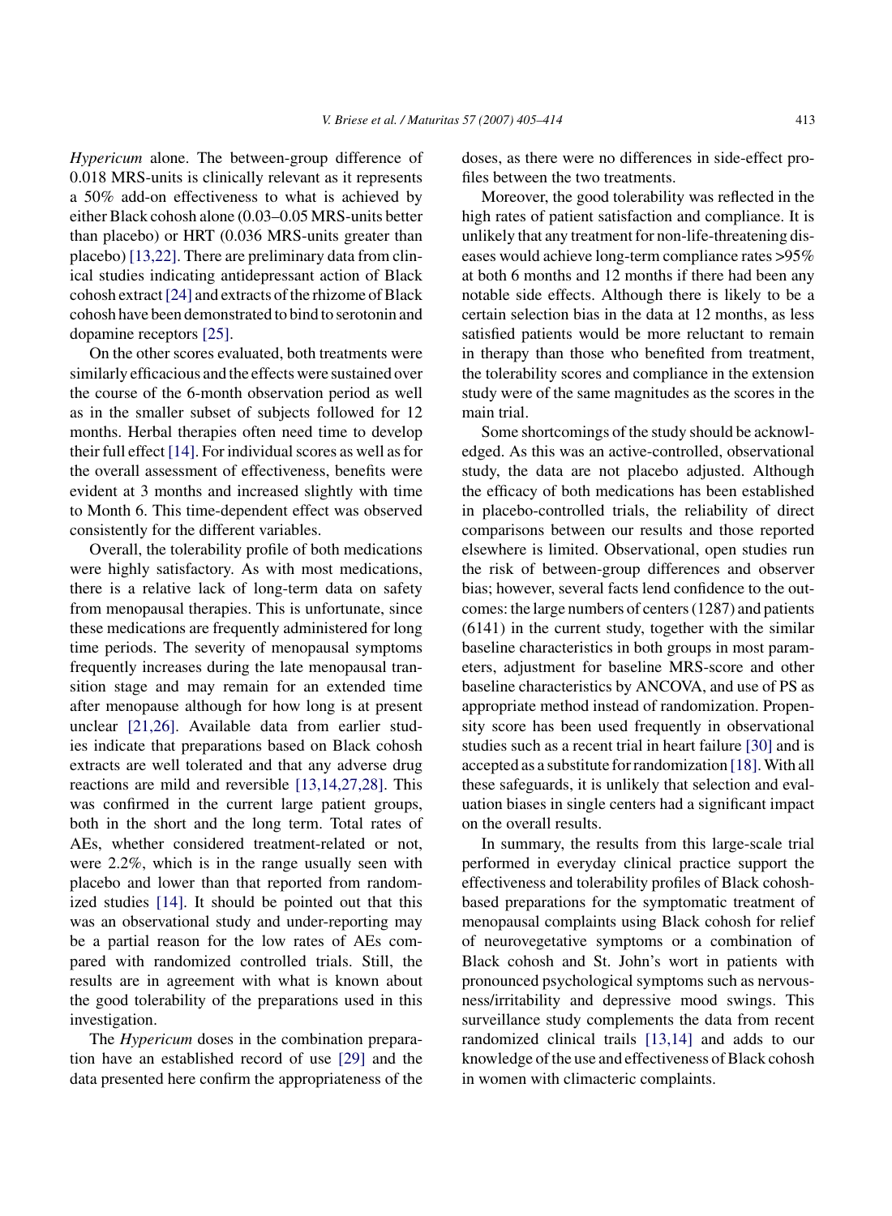*Hypericum* alone. The between-group difference of 0.018 MRS-units is clinically relevant as it represents a 50% add-on effectiveness to what is achieved by either Black cohosh alone (0.03–0.05 MRS-units better than placebo) or HRT (0.036 MRS-units greater than placebo) [13,22]. There are preliminary data from clinical studies indicating antidepressant action of Black cohosh extract [24] and extracts of the rhizome of Black cohosh have been demonstrated to bind to serotonin and dopamine receptors [25].

On the other scores evaluated, both treatments were similarly efficacious and the effects were sustained over the course of the 6-month observation period as well as in the smaller subset of subjects followed for 12 months. Herbal therapies often need time to develop their full effect [14]. For individual scores as well as for the overall assessment of effectiveness, benefits were evident at 3 months and increased slightly with time to Month 6. This time-dependent effect was observed consistently for the different variables.

Overall, the tolerability profile of both medications were highly satisfactory. As with most medications, there is a relative lack of long-term data on safety from menopausal therapies. This is unfortunate, since these medications are frequently administered for long time periods. The severity of menopausal symptoms frequently increases during the late menopausal transition stage and may remain for an extended time after menopause although for how long is at present unclear [21,26]. Available data from earlier studies indicate that preparations based on Black cohosh extracts are well tolerated and that any adverse drug reactions are mild and reversible [13,14,27,28]. This was confirmed in the current large patient groups, both in the short and the long term. Total rates of AEs, whether considered treatment-related or not, were 2.2%, which is in the range usually seen with placebo and lower than that reported from randomized studies [14]. It should be pointed out that this was an observational study and under-reporting may be a partial reason for the low rates of AEs compared with randomized controlled trials. Still, the results are in agreement with what is known about the good tolerability of the preparations used in this investigation.

The *Hypericum* doses in the combination preparation have an established record of use [29] and the data presented here confirm the appropriateness of the doses, as there were no differences in side-effect profiles between the two treatments.

Moreover, the good tolerability was reflected in the high rates of patient satisfaction and compliance. It is unlikely that any treatment for non-life-threatening diseases would achieve long-term compliance rates >95% at both 6 months and 12 months if there had been any notable side effects. Although there is likely to be a certain selection bias in the data at 12 months, as less satisfied patients would be more reluctant to remain in therapy than those who benefited from treatment, the tolerability scores and compliance in the extension study were of the same magnitudes as the scores in the main trial.

Some shortcomings of the study should be acknowledged. As this was an active-controlled, observational study, the data are not placebo adjusted. Although the efficacy of both medications has been established in placebo-controlled trials, the reliability of direct comparisons between our results and those reported elsewhere is limited. Observational, open studies run the risk of between-group differences and observer bias; however, several facts lend confidence to the outcomes: the large numbers of centers (1287) and patients (6141) in the current study, together with the similar baseline characteristics in both groups in most parameters, adjustment for baseline MRS-score and other baseline characteristics by ANCOVA, and use of PS as appropriate method instead of randomization. Propensity score has been used frequently in observational studies such as a recent trial in heart failure [30] and is accepted as a substitute for randomization [18]. With all these safeguards, it is unlikely that selection and evaluation biases in single centers had a significant impact on the overall results.

In summary, the results from this large-scale trial performed in everyday clinical practice support the effectiveness and tolerability profiles of Black cohosh-based preparations for the symptomatic treatment of menopausal complaints using Black cohosh for relief of neurovegetative symptoms or a combination of Black cohosh and St. John's wort in patients with pronounced psychological symptoms such as nervousness/irritability and depressive mood swings. This surveillance study complements the data from recent randomized clinical trails [13,14] and adds to our knowledge of the use and effectiveness of Black cohosh in women with climacteric complaints.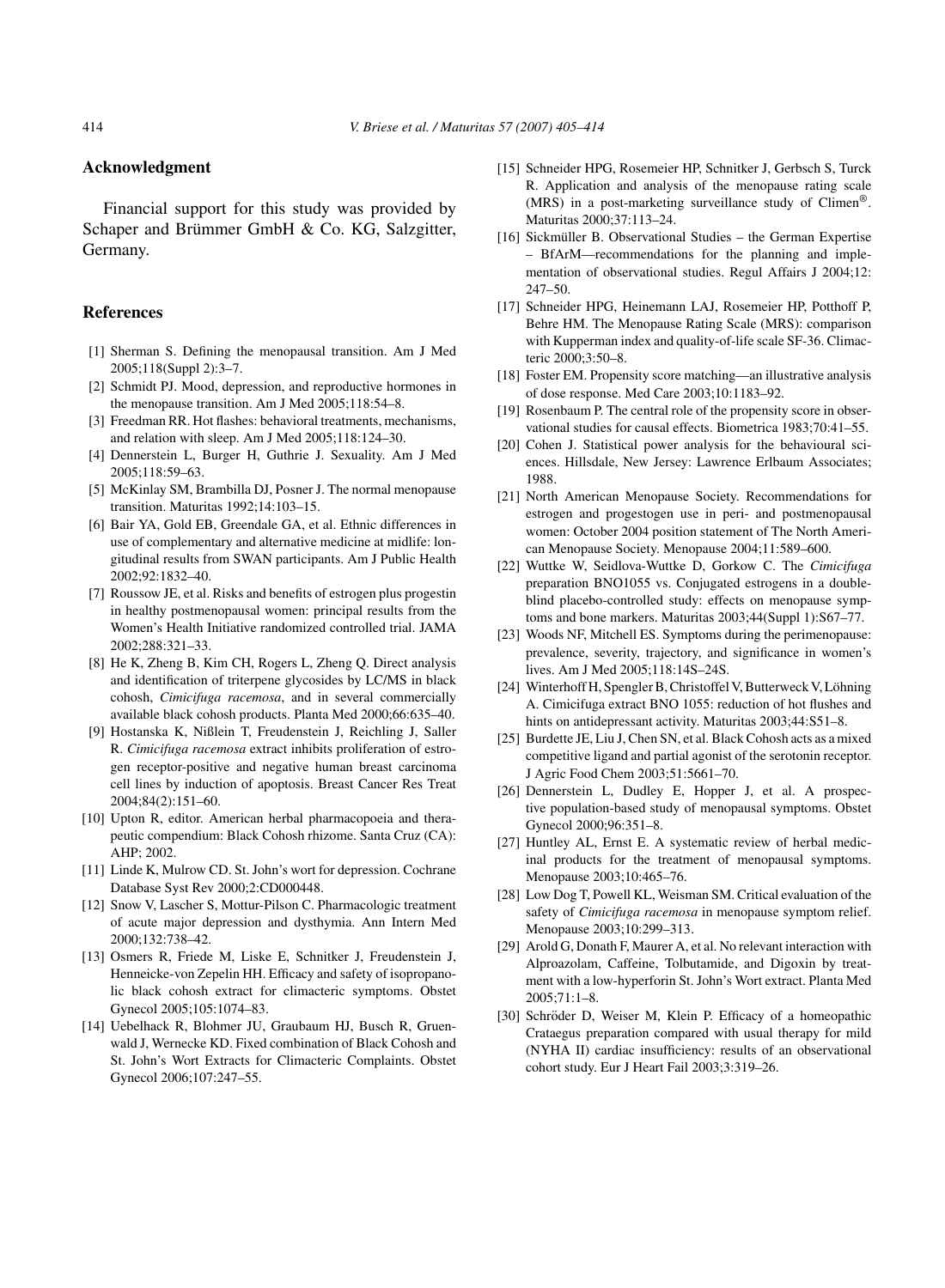## Acknowledgment

Financial support for this study was provided by Schaper and Brümmer GmbH & Co. KG, Salzgitter, Germany.

## References

[1] Sherman S. Defining the menopausal transition. Am J Med 2005;118(Suppl 2):3–7.

[2] Schmidt PJ. Mood, depression, and reproductive hormones in the menopause transition. Am J Med 2005;118:54–8.

[3] Freedman RR. Hot flashes: behavioral treatments, mechanisms, and relation with sleep. Am J Med 2005;118:124–30.

[4] Dennerstein L, Burger H, Guthrie J. Sexuality. Am J Med 2005;118:59–63.

[5] McKinlay SM, Brambilla DJ, Posner J. The normal menopause transition. Maturitas 1992;14:103–15.

[6] Bair YA, Gold EB, Greendale GA, et al. Ethnic differences in use of complementary and alternative medicine at midlife: longitudinal results from SWAN participants. Am J Public Health 2002;92:1832–40.

[7] Roussow JE, et al. Risks and benefits of estrogen plus progestin in healthy postmenopausal women: principal results from the Women's Health Initiative randomized controlled trial. JAMA 2002;288:321–33.

[8] He K, Zheng B, Kim CH, Rogers L, Zheng Q. Direct analysis and identification of triterpene glycosides by LC/MS in black cohosh, *Cimicifuga racemosa*, and in several commercially available black cohosh products. Planta Med 2000;66:635–40.

[9] Hostanska K, Nißlein T, Freudenstein J, Reichling J, Saller R. *Cimicifuga racemosa* extract inhibits proliferation of estrogen receptor-positive and negative human breast carcinoma cell lines by induction of apoptosis. Breast Cancer Res Treat 2004;84(2):151–60.

[10] Upton R, editor. American herbal pharmacopoeia and therapeutic compendium: Black Cohosh rhizome. Santa Cruz (CA): AHP; 2002.

[11] Linde K, Mulrow CD. St. John's wort for depression. Cochrane Database Syst Rev 2000;2:CD000448.

[12] Snow V, Lascher S, Mottur-Pilson C. Pharmacologic treatment of acute major depression and dysthymia. Ann Intern Med 2000;132:738–42.

[13] Osmers R, Friede M, Liske E, Schnitker J, Freudenstein J, Henneicke-von Zepelin HH. Efficacy and safety of isopropanolic black cohosh extract for climacteric symptoms. Obstet Gynecol 2005;105:1074–83.

[14] Uebelhack R, Blohmer JU, Graubaum HJ, Busch R, Gruenwald J, Wernecke KD. Fixed combination of Black Cohosh and St. John's Wort Extracts for Climacteric Complaints. Obstet Gynecol 2006;107:247–55.

[15] Schneider HPG, Rosemeier HP, Schnitker J, Gerbsch S, Turck R. Application and analysis of the menopause rating scale (MRS) in a post-marketing surveillance study of Climen®. Maturitas 2000;37:113–24.

[16] Sickmüller B. Observational Studies – the German Expertise – BfArM—recommendations for the planning and implementation of observational studies. Regul Affairs J 2004;12: 247–50.

[17] Schneider HPG, Heinemann LAJ, Rosemeier HP, Potthoff P, Behre HM. The Menopause Rating Scale (MRS): comparison with Kupperman index and quality-of-life scale SF-36. Climacteric 2000;3:50–8.

[18] Foster EM. Propensity score matching—an illustrative analysis of dose response. Med Care 2003;10:1183–92.

[19] Rosenbaum P. The central role of the propensity score in observational studies for causal effects. Biometrica 1983;70:41–55.

[20] Cohen J. Statistical power analysis for the behavioural sciences. Hillsdale, New Jersey: Lawrence Erlbaum Associates; 1988.

[21] North American Menopause Society. Recommendations for estrogen and progestogen use in peri- and postmenopausal women: October 2004 position statement of The North American Menopause Society. Menopause 2004;11:589–600.

[22] Wuttke W, Seidlova-Wuttke D, Gorkow C. The *Cimicifuga* preparation BNO1055 vs. Conjugated estrogens in a double-blind placebo-controlled study: effects on menopause symptoms and bone markers. Maturitas 2003;44(Suppl 1):S67–77.

[23] Woods NF, Mitchell ES. Symptoms during the perimenopause: prevalence, severity, trajectory, and significance in women's lives. Am J Med 2005;118:14S–24S.

[24] Winterhoff H, Spengler B, Christoffel V, Butterweck V, Löhning A. Cimicifuga extract BNO 1055: reduction of hot flushes and hints on antidepressant activity. Maturitas 2003;44:S51–8.

[25] Burdette JE, Liu J, Chen SN, et al. Black Cohosh acts as a mixed competitive ligand and partial agonist of the serotonin receptor. J Agric Food Chem 2003;51:5661–70.

[26] Dennerstein L, Dudley E, Hopper J, et al. A prospective population-based study of menopausal symptoms. Obstet Gynecol 2000;96:351–8.

[27] Huntley AL, Ernst E. A systematic review of herbal medicinal products for the treatment of menopausal symptoms. Menopause 2003;10:465–76.

[28] Low Dog T, Powell KL, Weisman SM. Critical evaluation of the safety of *Cimicifuga racemosa* in menopause symptom relief. Menopause 2003;10:299–313.

[29] Arold G, Donath F, Maurer A, et al. No relevant interaction with Alproazolam, Caffeine, Tolbutamide, and Digoxin by treatment with a low-hyperforin St. John's Wort extract. Planta Med 2005;71:1–8.

[30] Schröder D, Weiser M, Klein P. Efficacy of a homeopathic Crataegus preparation compared with usual therapy for mild (NYHA II) cardiac insufficiency: results of an observational cohort study. Eur J Heart Fail 2003;3:319–26.